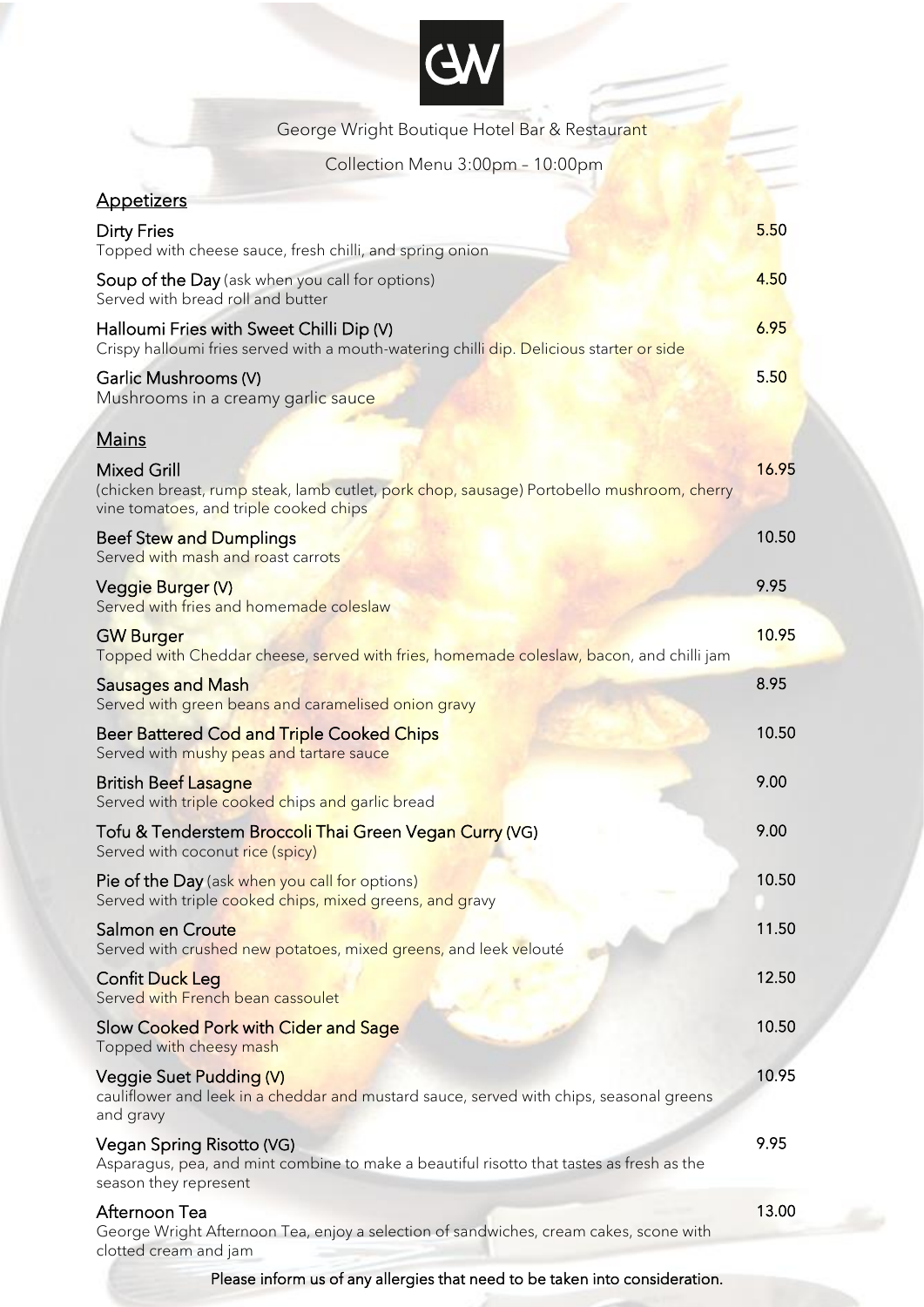GW

George Wright Boutique Hotel Bar & Restaurant

Collection Menu 3:00pm – 10:00pm

## Appetizers

**Dirty Fries** — 5.50
Topped with cheese sauce, fresh chilli, and spring onion

**Soup of the Day** (ask when you call for options) — 4.50
Served with bread roll and butter

**Halloumi Fries with Sweet Chilli Dip (V)** — 6.95
Crispy halloumi fries served with a mouth-watering chilli dip. Delicious starter or side

**Garlic Mushrooms (V)** — 5.50
Mushrooms in a creamy garlic sauce

## Mains

**Mixed Grill** — 16.95
(chicken breast, rump steak, lamb cutlet, pork chop, sausage) Portobello mushroom, cherry vine tomatoes, and triple cooked chips

**Beef Stew and Dumplings** — 10.50
Served with mash and roast carrots

**Veggie Burger (V)** — 9.95
Served with fries and homemade coleslaw

**GW Burger** — 10.95
Topped with Cheddar cheese, served with fries, homemade coleslaw, bacon, and chilli jam

**Sausages and Mash** — 8.95
Served with green beans and caramelised onion gravy

**Beer Battered Cod and Triple Cooked Chips** — 10.50
Served with mushy peas and tartare sauce

**British Beef Lasagne** — 9.00
Served with triple cooked chips and garlic bread

**Tofu & Tenderstem Broccoli Thai Green Vegan Curry (VG)** — 9.00
Served with coconut rice (spicy)

**Pie of the Day** (ask when you call for options) — 10.50
Served with triple cooked chips, mixed greens, and gravy

**Salmon en Croute** — 11.50
Served with crushed new potatoes, mixed greens, and leek velouté

**Confit Duck Leg** — 12.50
Served with French bean cassoulet

**Slow Cooked Pork with Cider and Sage** — 10.50
Topped with cheesy mash

**Veggie Suet Pudding (V)** — 10.95
cauliflower and leek in a cheddar and mustard sauce, served with chips, seasonal greens and gravy

**Vegan Spring Risotto (VG)** — 9.95
Asparagus, pea, and mint combine to make a beautiful risotto that tastes as fresh as the season they represent

**Afternoon Tea** — 13.00
George Wright Afternoon Tea, enjoy a selection of sandwiches, cream cakes, scone with clotted cream and jam

Please inform us of any allergies that need to be taken into consideration.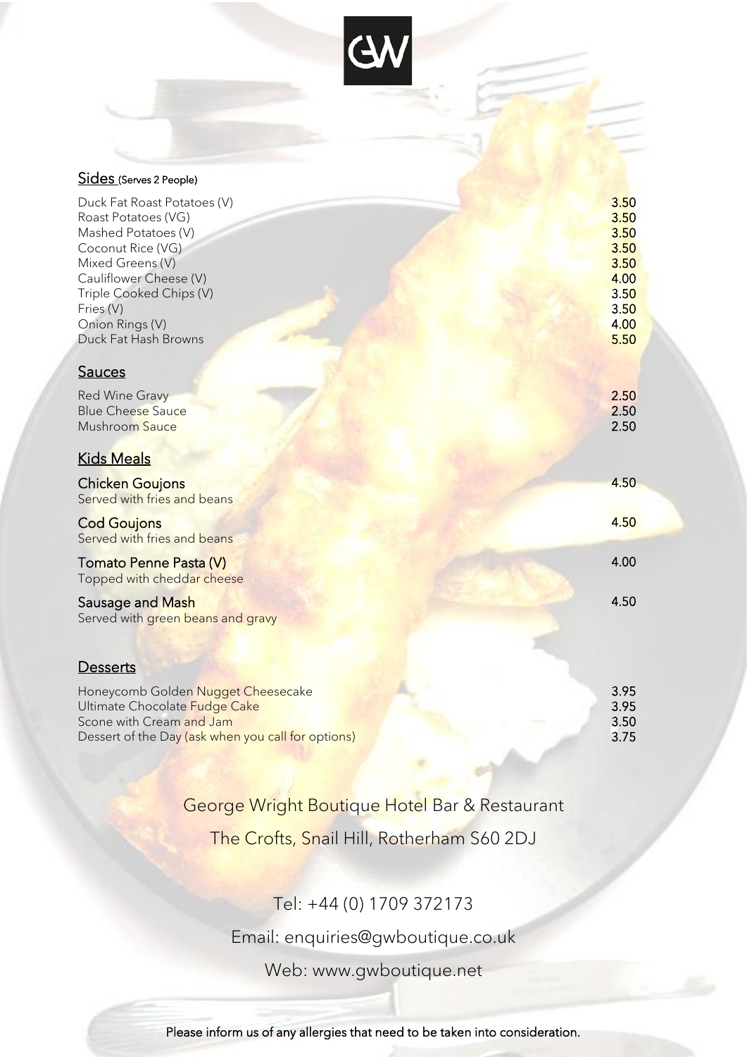GW

## Sides (Serves 2 People)

| | |
|---|---|
| Duck Fat Roast Potatoes (V) | 3.50 |
| Roast Potatoes (VG) | 3.50 |
| Mashed Potatoes (V) | 3.50 |
| Coconut Rice (VG) | 3.50 |
| Mixed Greens (V) | 3.50 |
| Cauliflower Cheese (V) | 4.00 |
| Triple Cooked Chips (V) | 3.50 |
| Fries (V) | 3.50 |
| Onion Rings (V) | 4.00 |
| Duck Fat Hash Browns | 5.50 |

## Sauces

| | |
|---|---|
| Red Wine Gravy | 2.50 |
| Blue Cheese Sauce | 2.50 |
| Mushroom Sauce | 2.50 |

## Kids Meals

**Chicken Goujons** — 4.50
Served with fries and beans

**Cod Goujons** — 4.50
Served with fries and beans

**Tomato Penne Pasta (V)** — 4.00
Topped with cheddar cheese

**Sausage and Mash** — 4.50
Served with green beans and gravy

## Desserts

| | |
|---|---|
| Honeycomb Golden Nugget Cheesecake | 3.95 |
| Ultimate Chocolate Fudge Cake | 3.95 |
| Scone with Cream and Jam | 3.50 |
| Dessert of the Day (ask when you call for options) | 3.75 |

George Wright Boutique Hotel Bar & Restaurant

The Crofts, Snail Hill, Rotherham S60 2DJ

Tel: +44 (0) 1709 372173

Email: enquiries@gwboutique.co.uk

Web: www.gwboutique.net

Please inform us of any allergies that need to be taken into consideration.